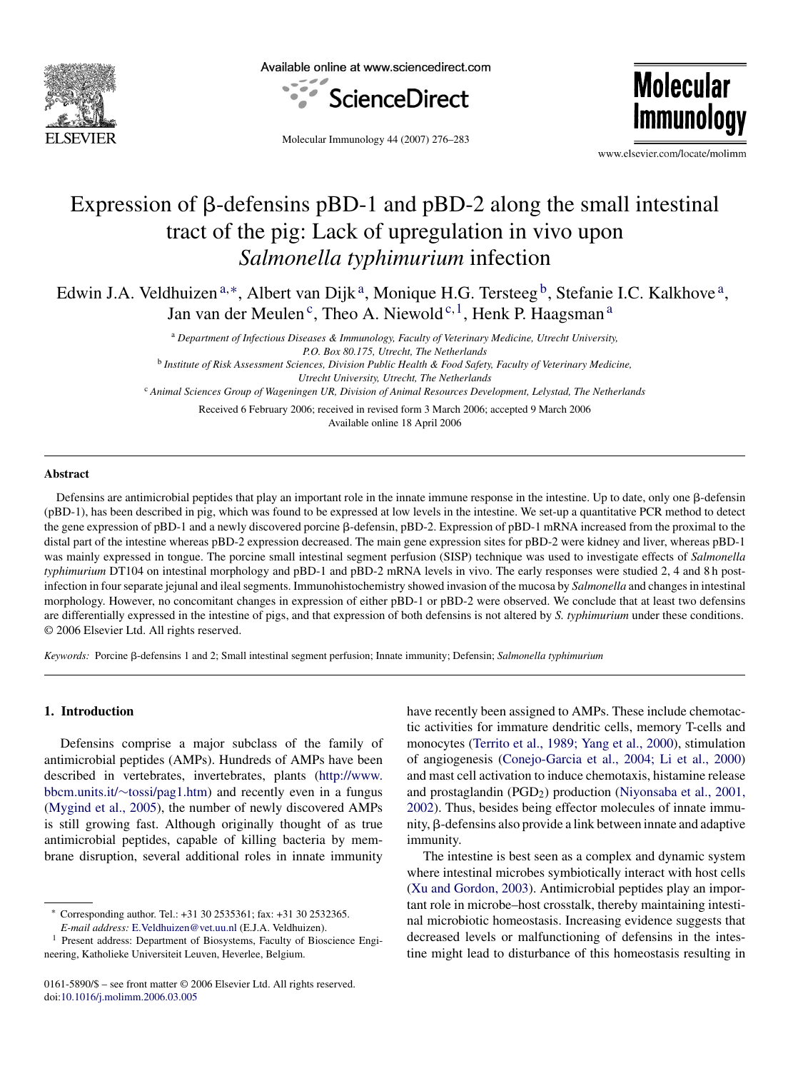# Expression of β-defensins pBD-1 and pBD-2 along the small intestinal tract of the pig: Lack of upregulation in vivo upon *Salmonella typhimurium* infection

Edwin J.A. Veldhuizen[a,*], Albert van Dijk[a], Monique H.G. Tersteeg[b], Stefanie I.C. Kalkhove[a], Jan van der Meulen[c], Theo A. Niewold[c,1], Henk P. Haagsman[a]

[a] *Department of Infectious Diseases & Immunology, Faculty of Veterinary Medicine, Utrecht University, P.O. Box 80.175, Utrecht, The Netherlands*

[b] *Institute of Risk Assessment Sciences, Division Public Health & Food Safety, Faculty of Veterinary Medicine, Utrecht University, Utrecht, The Netherlands*

[c] *Animal Sciences Group of Wageningen UR, Division of Animal Resources Development, Lelystad, The Netherlands*

Received 6 February 2006; received in revised form 3 March 2006; accepted 9 March 2006

Available online 18 April 2006

## Abstract

Defensins are antimicrobial peptides that play an important role in the innate immune response in the intestine. Up to date, only one β-defensin (pBD-1), has been described in pig, which was found to be expressed at low levels in the intestine. We set-up a quantitative PCR method to detect the gene expression of pBD-1 and a newly discovered porcine β-defensin, pBD-2. Expression of pBD-1 mRNA increased from the proximal to the distal part of the intestine whereas pBD-2 expression decreased. The main gene expression sites for pBD-2 were kidney and liver, whereas pBD-1 was mainly expressed in tongue. The porcine small intestinal segment perfusion (SISP) technique was used to investigate effects of *Salmonella typhimurium* DT104 on intestinal morphology and pBD-1 and pBD-2 mRNA levels in vivo. The early responses were studied 2, 4 and 8 h post-infection in four separate jejunal and ileal segments. Immunohistochemistry showed invasion of the mucosa by *Salmonella* and changes in intestinal morphology. However, no concomitant changes in expression of either pBD-1 or pBD-2 were observed. We conclude that at least two defensins are differentially expressed in the intestine of pigs, and that expression of both defensins is not altered by *S. typhimurium* under these conditions.

© 2006 Elsevier Ltd. All rights reserved.

*Keywords:* Porcine β-defensins 1 and 2; Small intestinal segment perfusion; Innate immunity; Defensin; *Salmonella typhimurium*

## 1. Introduction

Defensins comprise a major subclass of the family of antimicrobial peptides (AMPs). Hundreds of AMPs have been described in vertebrates, invertebrates, plants (http://www.bbcm.units.it/~tossi/pag1.htm) and recently even in a fungus (Mygind et al., 2005), the number of newly discovered AMPs is still growing fast. Although originally thought of as true antimicrobial peptides, capable of killing bacteria by membrane disruption, several additional roles in innate immunity have recently been assigned to AMPs. These include chemotactic activities for immature dendritic cells, memory T-cells and monocytes (Territo et al., 1989; Yang et al., 2000), stimulation of angiogenesis (Conejo-Garcia et al., 2004; Li et al., 2000) and mast cell activation to induce chemotaxis, histamine release and prostaglandin ($PGD_2$) production (Niyonsaba et al., 2001, 2002). Thus, besides being effector molecules of innate immunity, β-defensins also provide a link between innate and adaptive immunity.

The intestine is best seen as a complex and dynamic system where intestinal microbes symbiotically interact with host cells (Xu and Gordon, 2003). Antimicrobial peptides play an important role in microbe–host crosstalk, thereby maintaining intestinal microbiotic homeostasis. Increasing evidence suggests that decreased levels or malfunctioning of defensins in the intestine might lead to disturbance of this homeostasis resulting in

* Corresponding author. Tel.: +31 30 2535361; fax: +31 30 2532365. *E-mail address:* E.Veldhuizen@vet.uu.nl (E.J.A. Veldhuizen).

[1] Present address: Department of Biosystems, Faculty of Bioscience Engineering, Katholieke Universiteit Leuven, Heverlee, Belgium.

0161-5890/$ – see front matter © 2006 Elsevier Ltd. All rights reserved.
doi:10.1016/j.molimm.2006.03.005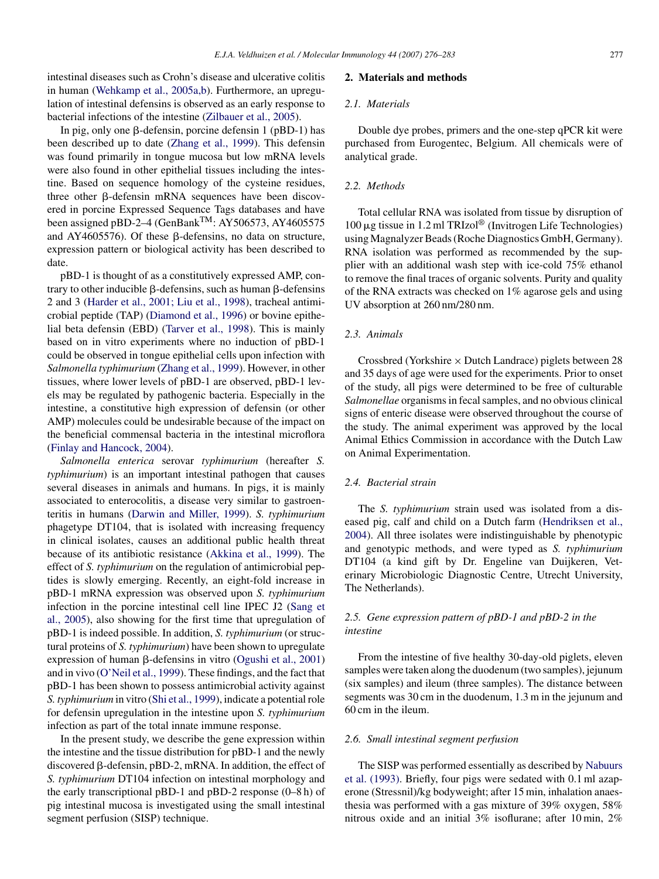intestinal diseases such as Crohn's disease and ulcerative colitis in human (Wehkamp et al., 2005a,b). Furthermore, an upregulation of intestinal defensins is observed as an early response to bacterial infections of the intestine (Zilbauer et al., 2005).

In pig, only one β-defensin, porcine defensin 1 (pBD-1) has been described up to date (Zhang et al., 1999). This defensin was found primarily in tongue mucosa but low mRNA levels were also found in other epithelial tissues including the intestine. Based on sequence homology of the cysteine residues, three other β-defensin mRNA sequences have been discovered in porcine Expressed Sequence Tags databases and have been assigned pBD-2–4 (GenBank™: AY506573, AY4605575 and AY4605576). Of these β-defensins, no data on structure, expression pattern or biological activity has been described to date.

pBD-1 is thought of as a constitutively expressed AMP, contrary to other inducible β-defensins, such as human β-defensins 2 and 3 (Harder et al., 2001; Liu et al., 1998), tracheal antimicrobial peptide (TAP) (Diamond et al., 1996) or bovine epithelial beta defensin (EBD) (Tarver et al., 1998). This is mainly based on in vitro experiments where no induction of pBD-1 could be observed in tongue epithelial cells upon infection with *Salmonella typhimurium* (Zhang et al., 1999). However, in other tissues, where lower levels of pBD-1 are observed, pBD-1 levels may be regulated by pathogenic bacteria. Especially in the intestine, a constitutive high expression of defensin (or other AMP) molecules could be undesirable because of the impact on the beneficial commensal bacteria in the intestinal microflora (Finlay and Hancock, 2004).

*Salmonella enterica* serovar *typhimurium* (hereafter *S. typhimurium*) is an important intestinal pathogen that causes several diseases in animals and humans. In pigs, it is mainly associated to enterocolitis, a disease very similar to gastroenteritis in humans (Darwin and Miller, 1999). *S. typhimurium* phagetype DT104, that is isolated with increasing frequency in clinical isolates, causes an additional public health threat because of its antibiotic resistance (Akkina et al., 1999). The effect of *S. typhimurium* on the regulation of antimicrobial peptides is slowly emerging. Recently, an eight-fold increase in pBD-1 mRNA expression was observed upon *S. typhimurium* infection in the porcine intestinal cell line IPEC J2 (Sang et al., 2005), also showing for the first time that upregulation of pBD-1 is indeed possible. In addition, *S. typhimurium* (or structural proteins of *S. typhimurium*) have been shown to upregulate expression of human β-defensins in vitro (Ogushi et al., 2001) and in vivo (O'Neil et al., 1999). These findings, and the fact that pBD-1 has been shown to possess antimicrobial activity against *S. typhimurium* in vitro (Shi et al., 1999), indicate a potential role for defensin upregulation in the intestine upon *S. typhimurium* infection as part of the total innate immune response.

In the present study, we describe the gene expression within the intestine and the tissue distribution for pBD-1 and the newly discovered β-defensin, pBD-2, mRNA. In addition, the effect of *S. typhimurium* DT104 infection on intestinal morphology and the early transcriptional pBD-1 and pBD-2 response (0–8 h) of pig intestinal mucosa is investigated using the small intestinal segment perfusion (SISP) technique.

## 2. Materials and methods

### 2.1. Materials

Double dye probes, primers and the one-step qPCR kit were purchased from Eurogentec, Belgium. All chemicals were of analytical grade.

### 2.2. Methods

Total cellular RNA was isolated from tissue by disruption of 100 μg tissue in 1.2 ml TRIzol® (Invitrogen Life Technologies) using Magnalyzer Beads (Roche Diagnostics GmbH, Germany). RNA isolation was performed as recommended by the supplier with an additional wash step with ice-cold 75% ethanol to remove the final traces of organic solvents. Purity and quality of the RNA extracts was checked on 1% agarose gels and using UV absorption at 260 nm/280 nm.

### 2.3. Animals

Crossbred (Yorkshire × Dutch Landrace) piglets between 28 and 35 days of age were used for the experiments. Prior to onset of the study, all pigs were determined to be free of culturable *Salmonellae* organisms in fecal samples, and no obvious clinical signs of enteric disease were observed throughout the course of the study. The animal experiment was approved by the local Animal Ethics Commission in accordance with the Dutch Law on Animal Experimentation.

### 2.4. Bacterial strain

The *S. typhimurium* strain used was isolated from a diseased pig, calf and child on a Dutch farm (Hendriksen et al., 2004). All three isolates were indistinguishable by phenotypic and genotypic methods, and were typed as *S. typhimurium* DT104 (a kind gift by Dr. Engeline van Duijkeren, Veterinary Microbiologic Diagnostic Centre, Utrecht University, The Netherlands).

### 2.5. Gene expression pattern of pBD-1 and pBD-2 in the intestine

From the intestine of five healthy 30-day-old piglets, eleven samples were taken along the duodenum (two samples), jejunum (six samples) and ileum (three samples). The distance between segments was 30 cm in the duodenum, 1.3 m in the jejunum and 60 cm in the ileum.

### 2.6. Small intestinal segment perfusion

The SISP was performed essentially as described by Nabuurs et al. (1993). Briefly, four pigs were sedated with 0.1 ml azaperone (Stressnil)/kg bodyweight; after 15 min, inhalation anaesthesia was performed with a gas mixture of 39% oxygen, 58% nitrous oxide and an initial 3% isoflurane; after 10 min, 2%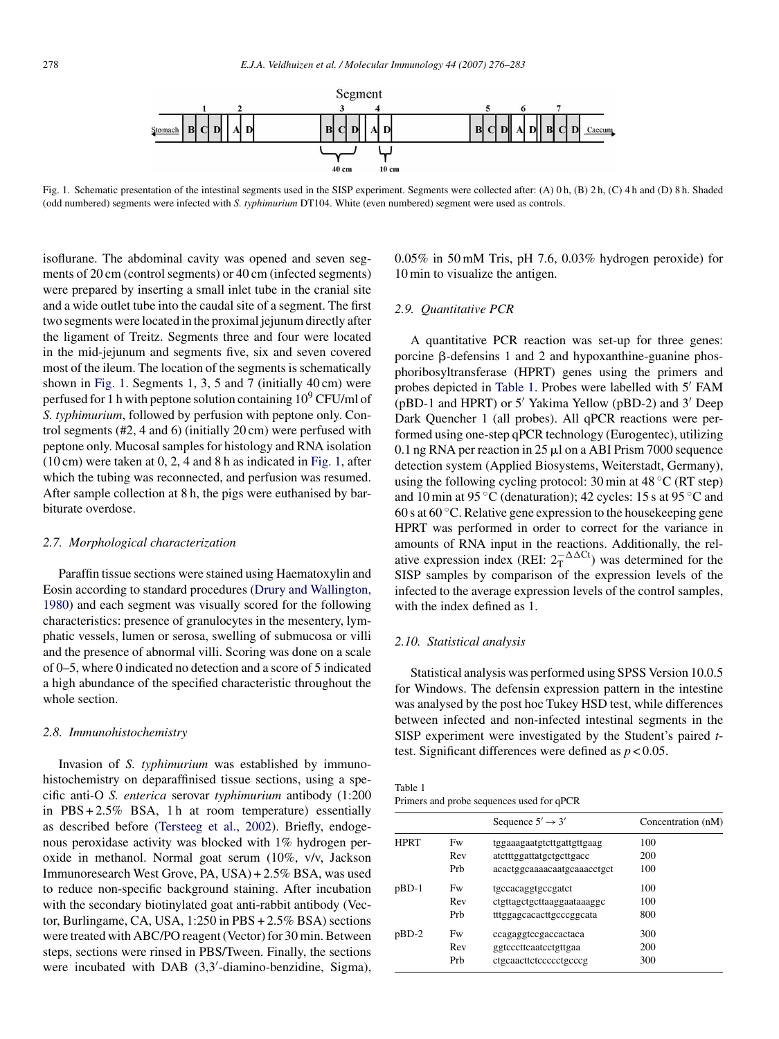Segment

Fig. 1. Schematic presentation of the intestinal segments used in the SISP experiment. Segments were collected after: (A) 0 h, (B) 2 h, (C) 4 h and (D) 8 h. Shaded (odd numbered) segments were infected with *S. typhimurium* DT104. White (even numbered) segment were used as controls.

isoflurane. The abdominal cavity was opened and seven segments of 20 cm (control segments) or 40 cm (infected segments) were prepared by inserting a small inlet tube in the cranial site and a wide outlet tube into the caudal site of a segment. The first two segments were located in the proximal jejunum directly after the ligament of Treitz. Segments three and four were located in the mid-jejunum and segments five, six and seven covered most of the ileum. The location of the segments is schematically shown in Fig. 1. Segments 1, 3, 5 and 7 (initially 40 cm) were perfused for 1 h with peptone solution containing $10^9$ CFU/ml of *S. typhimurium*, followed by perfusion with peptone only. Control segments (#2, 4 and 6) (initially 20 cm) were perfused with peptone only. Mucosal samples for histology and RNA isolation (10 cm) were taken at 0, 2, 4 and 8 h as indicated in Fig. 1, after which the tubing was reconnected, and perfusion was resumed. After sample collection at 8 h, the pigs were euthanised by barbiturate overdose.

### 2.7. Morphological characterization

Paraffin tissue sections were stained using Haematoxylin and Eosin according to standard procedures (Drury and Wallington, 1980) and each segment was visually scored for the following characteristics: presence of granulocytes in the mesentery, lymphatic vessels, lumen or serosa, swelling of submucosa or villi and the presence of abnormal villi. Scoring was done on a scale of 0–5, where 0 indicated no detection and a score of 5 indicated a high abundance of the specified characteristic throughout the whole section.

### 2.8. Immunohistochemistry

Invasion of *S. typhimurium* was established by immunohistochemistry on deparaffinised tissue sections, using a specific anti-O *S. enterica* serovar *typhimurium* antibody (1:200 in PBS + 2.5% BSA, 1 h at room temperature) essentially as described before (Tersteeg et al., 2002). Briefly, endogenous peroxidase activity was blocked with 1% hydrogen peroxide in methanol. Normal goat serum (10%, v/v, Jackson Immunoresearch West Grove, PA, USA) + 2.5% BSA, was used to reduce non-specific background staining. After incubation with the secondary biotinylated goat anti-rabbit antibody (Vector, Burlingame, CA, USA, 1:250 in PBS + 2.5% BSA) sections were treated with ABC/PO reagent (Vector) for 30 min. Between steps, sections were rinsed in PBS/Tween. Finally, the sections were incubated with DAB (3,3′-diamino-benzidine, Sigma), 0.05% in 50 mM Tris, pH 7.6, 0.03% hydrogen peroxide) for 10 min to visualize the antigen.

### 2.9. Quantitative PCR

A quantitative PCR reaction was set-up for three genes: porcine β-defensins 1 and 2 and hypoxanthine-guanine phosphoribosyltransferase (HPRT) genes using the primers and probes depicted in Table 1. Probes were labelled with 5′ FAM (pBD-1 and HPRT) or 5′ Yakima Yellow (pBD-2) and 3′ Deep Dark Quencher 1 (all probes). All qPCR reactions were performed using one-step qPCR technology (Eurogentec), utilizing 0.1 ng RNA per reaction in 25 μl on a ABI Prism 7000 sequence detection system (Applied Biosystems, Weiterstadt, Germany), using the following cycling protocol: 30 min at 48 °C (RT step) and 10 min at 95 °C (denaturation); 42 cycles: 15 s at 95 °C and 60 s at 60 °C. Relative gene expression to the housekeeping gene HPRT was performed in order to correct for the variance in amounts of RNA input in the reactions. Additionally, the relative expression index (REI: $2_T^{-\Delta\Delta Ct}$) was determined for the SISP samples by comparison of the expression levels of the infected to the average expression levels of the control samples, with the index defined as 1.

### 2.10. Statistical analysis

Statistical analysis was performed using SPSS Version 10.0.5 for Windows. The defensin expression pattern in the intestine was analysed by the post hoc Tukey HSD test, while differences between infected and non-infected intestinal segments in the SISP experiment were investigated by the Student's paired *t*-test. Significant differences were defined as $p < 0.05$.

Table 1
Primers and probe sequences used for qPCR

| | | Sequence 5′ → 3′ | Concentration (nM) |
|---|---|---|---|
| HPRT | Fw | tggaaagaatgtcttgattgttgaag | 100 |
| | Rev | atctttggattatgctgcttgacc | 200 |
| | Prb | acactggcaaaacaatgcaaacctgct | 100 |
| pBD-1 | Fw | tgccacaggtgccgatct | 100 |
| | Rev | ctgttagctgcttaaggaataaaggc | 100 |
| | Prb | tttggagcacacttgcccggcata | 800 |
| pBD-2 | Fw | ccagaggtccgaccactaca | 300 |
| | Rev | ggtcccttcaatcctgttgaa | 200 |
| | Prb | ctgcaacttctcccccctgcccg | 300 |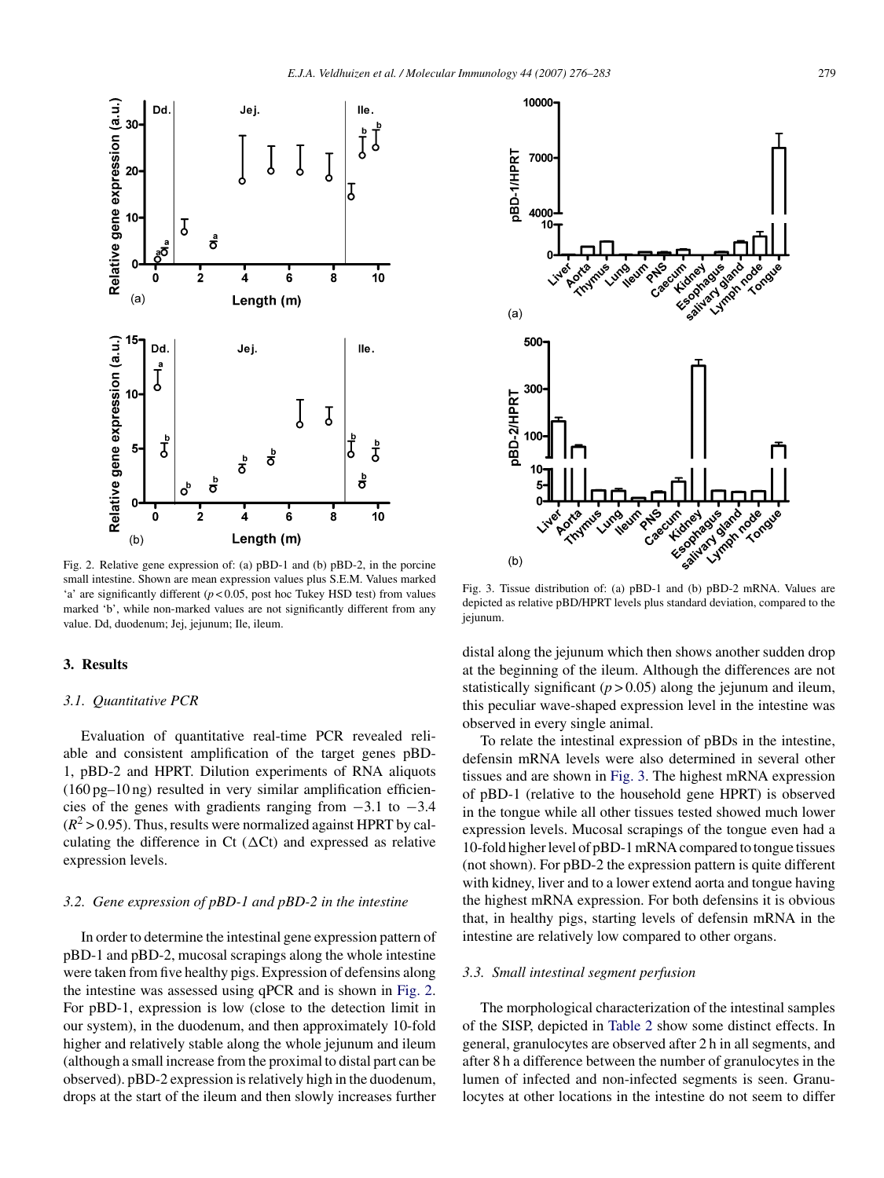Fig. 2. Relative gene expression of: (a) pBD-1 and (b) pBD-2, in the porcine small intestine. Shown are mean expression values plus S.E.M. Values marked 'a' are significantly different ($p < 0.05$, post hoc Tukey HSD test) from values marked 'b', while non-marked values are not significantly different from any value. Dd, duodenum; Jej, jejunum; Ile, ileum.

Fig. 3. Tissue distribution of: (a) pBD-1 and (b) pBD-2 mRNA. Values are depicted as relative pBD/HPRT levels plus standard deviation, compared to the jejunum.

## 3. Results

### 3.1. Quantitative PCR

Evaluation of quantitative real-time PCR revealed reliable and consistent amplification of the target genes pBD-1, pBD-2 and HPRT. Dilution experiments of RNA aliquots (160 pg–10 ng) resulted in very similar amplification efficiencies of the genes with gradients ranging from −3.1 to −3.4 ($R^2 > 0.95$). Thus, results were normalized against HPRT by calculating the difference in Ct (ΔCt) and expressed as relative expression levels.

### 3.2. Gene expression of pBD-1 and pBD-2 in the intestine

In order to determine the intestinal gene expression pattern of pBD-1 and pBD-2, mucosal scrapings along the whole intestine were taken from five healthy pigs. Expression of defensins along the intestine was assessed using qPCR and is shown in Fig. 2. For pBD-1, expression is low (close to the detection limit in our system), in the duodenum, and then approximately 10-fold higher and relatively stable along the whole jejunum and ileum (although a small increase from the proximal to distal part can be observed). pBD-2 expression is relatively high in the duodenum, drops at the start of the ileum and then slowly increases further distal along the jejunum which then shows another sudden drop at the beginning of the ileum. Although the differences are not statistically significant ($p > 0.05$) along the jejunum and ileum, this peculiar wave-shaped expression level in the intestine was observed in every single animal.

To relate the intestinal expression of pBDs in the intestine, defensin mRNA levels were also determined in several other tissues and are shown in Fig. 3. The highest mRNA expression of pBD-1 (relative to the household gene HPRT) is observed in the tongue while all other tissues tested showed much lower expression levels. Mucosal scrapings of the tongue even had a 10-fold higher level of pBD-1 mRNA compared to tongue tissues (not shown). For pBD-2 the expression pattern is quite different with kidney, liver and to a lower extend aorta and tongue having the highest mRNA expression. For both defensins it is obvious that, in healthy pigs, starting levels of defensin mRNA in the intestine are relatively low compared to other organs.

### 3.3. Small intestinal segment perfusion

The morphological characterization of the intestinal samples of the SISP, depicted in Table 2 show some distinct effects. In general, granulocytes are observed after 2 h in all segments, and after 8 h a difference between the number of granulocytes in the lumen of infected and non-infected segments is seen. Granulocytes at other locations in the intestine do not seem to differ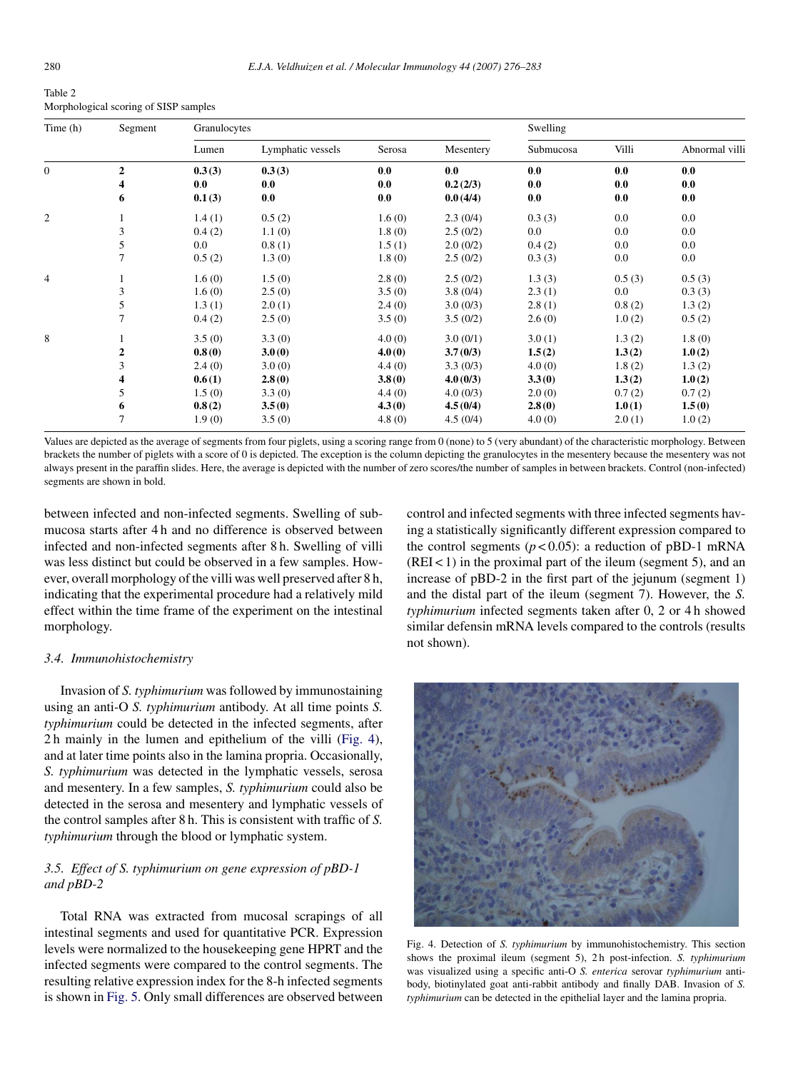Table 2
Morphological scoring of SISP samples

| Time (h) | Segment | Granulocytes | | | | Swelling | | |
|---|---|---|---|---|---|---|---|---|
| | | Lumen | Lymphatic vessels | Serosa | Mesentery | Submucosa | Villi | Abnormal villi |
| 0 | **2** | **0.3 (3)** | **0.3 (3)** | **0.0** | **0.0** | **0.0** | **0.0** | **0.0** |
| | **4** | **0.0** | **0.0** | **0.0** | **0.2 (2/3)** | **0.0** | **0.0** | **0.0** |
| | **6** | **0.1 (3)** | **0.0** | **0.0** | **0.0 (4/4)** | **0.0** | **0.0** | **0.0** |
| 2 | 1 | 1.4 (1) | 0.5 (2) | 1.6 (0) | 2.3 (0/4) | 0.3 (3) | 0.0 | 0.0 |
| | 3 | 0.4 (2) | 1.1 (0) | 1.8 (0) | 2.5 (0/2) | 0.0 | 0.0 | 0.0 |
| | 5 | 0.0 | 0.8 (1) | 1.5 (1) | 2.0 (0/2) | 0.4 (2) | 0.0 | 0.0 |
| | 7 | 0.5 (2) | 1.3 (0) | 1.8 (0) | 2.5 (0/2) | 0.3 (3) | 0.0 | 0.0 |
| 4 | 1 | 1.6 (0) | 1.5 (0) | 2.8 (0) | 2.5 (0/2) | 1.3 (3) | 0.5 (3) | 0.5 (3) |
| | 3 | 1.6 (0) | 2.5 (0) | 3.5 (0) | 3.8 (0/4) | 2.3 (1) | 0.0 | 0.3 (3) |
| | 5 | 1.3 (1) | 2.0 (1) | 2.4 (0) | 3.0 (0/3) | 2.8 (1) | 0.8 (2) | 1.3 (2) |
| | 7 | 0.4 (2) | 2.5 (0) | 3.5 (0) | 3.5 (0/2) | 2.6 (0) | 1.0 (2) | 0.5 (2) |
| 8 | 1 | 3.5 (0) | 3.3 (0) | 4.0 (0) | 3.0 (0/1) | 3.0 (1) | 1.3 (2) | 1.8 (0) |
| | **2** | **0.8 (0)** | **3.0 (0)** | **4.0 (0)** | **3.7 (0/3)** | **1.5 (2)** | **1.3 (2)** | **1.0 (2)** |
| | 3 | 2.4 (0) | 3.0 (0) | 4.4 (0) | 3.3 (0/3) | 4.0 (0) | 1.8 (2) | 1.3 (2) |
| | **4** | **0.6 (1)** | **2.8 (0)** | **3.8 (0)** | **4.0 (0/3)** | **3.3 (0)** | **1.3 (2)** | **1.0 (2)** |
| | 5 | 1.5 (0) | 3.3 (0) | 4.4 (0) | 4.0 (0/3) | 2.0 (0) | 0.7 (2) | 0.7 (2) |
| | **6** | **0.8 (2)** | **3.5 (0)** | **4.3 (0)** | **4.5 (0/4)** | **2.8 (0)** | **1.0 (1)** | **1.5 (0)** |
| | 7 | 1.9 (0) | 3.5 (0) | 4.8 (0) | 4.5 (0/4) | 4.0 (0) | 2.0 (1) | 1.0 (2) |

Values are depicted as the average of segments from four piglets, using a scoring range from 0 (none) to 5 (very abundant) of the characteristic morphology. Between brackets the number of piglets with a score of 0 is depicted. The exception is the column depicting the granulocytes in the mesentery because the mesentery was not always present in the paraffin slides. Here, the average is depicted with the number of zero scores/the number of samples in between brackets. Control (non-infected) segments are shown in bold.

between infected and non-infected segments. Swelling of submucosa starts after 4 h and no difference is observed between infected and non-infected segments after 8 h. Swelling of villi was less distinct but could be observed in a few samples. However, overall morphology of the villi was well preserved after 8 h, indicating that the experimental procedure had a relatively mild effect within the time frame of the experiment on the intestinal morphology.

### 3.4. Immunohistochemistry

Invasion of *S. typhimurium* was followed by immunostaining using an anti-O *S. typhimurium* antibody. At all time points *S. typhimurium* could be detected in the infected segments, after 2 h mainly in the lumen and epithelium of the villi (Fig. 4), and at later time points also in the lamina propria. Occasionally, *S. typhimurium* was detected in the lymphatic vessels, serosa and mesentery. In a few samples, *S. typhimurium* could also be detected in the serosa and mesentery and lymphatic vessels of the control samples after 8 h. This is consistent with traffic of *S. typhimurium* through the blood or lymphatic system.

### 3.5. Effect of *S. typhimurium* on gene expression of pBD-1 and pBD-2

Total RNA was extracted from mucosal scrapings of all intestinal segments and used for quantitative PCR. Expression levels were normalized to the housekeeping gene HPRT and the infected segments were compared to the control segments. The resulting relative expression index for the 8-h infected segments is shown in Fig. 5. Only small differences are observed between control and infected segments with three infected segments having a statistically significantly different expression compared to the control segments ($p < 0.05$): a reduction of pBD-1 mRNA (REI $< 1$) in the proximal part of the ileum (segment 5), and an increase of pBD-2 in the first part of the jejunum (segment 1) and the distal part of the ileum (segment 7). However, the *S. typhimurium* infected segments taken after 0, 2 or 4 h showed similar defensin mRNA levels compared to the controls (results not shown).

Fig. 4. Detection of *S. typhimurium* by immunohistochemistry. This section shows the proximal ileum (segment 5), 2 h post-infection. *S. typhimurium* was visualized using a specific anti-O *S. enterica* serovar *typhimurium* antibody, biotinylated goat anti-rabbit antibody and finally DAB. Invasion of *S. typhimurium* can be detected in the epithelial layer and the lamina propria.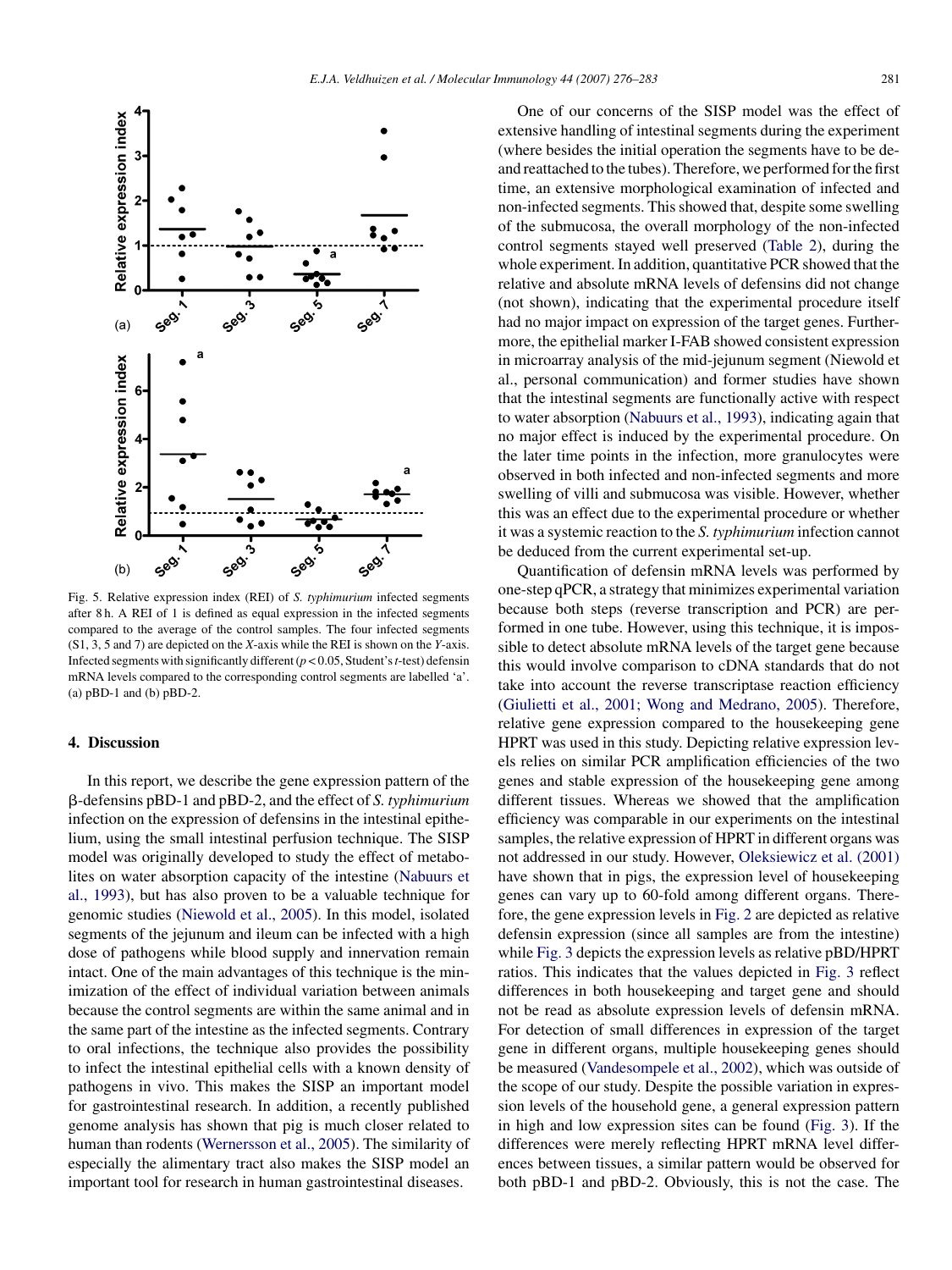Relative expression index

4
3
2
1
0

a

Seg. 1 Seg. 3 Seg. 5 Seg. 7

(a)

Relative expression index

6
4
2
0

a

a

Seg. 1 Seg. 3 Seg. 5 Seg. 7

(b)

Fig. 5. Relative expression index (REI) of *S. typhimurium* infected segments after 8 h. A REI of 1 is defined as equal expression in the infected segments compared to the average of the control samples. The four infected segments (S1, 3, 5 and 7) are depicted on the *X*-axis while the REI is shown on the *Y*-axis. Infected segments with significantly different ($p < 0.05$, Student's *t*-test) defensin mRNA levels compared to the corresponding control segments are labelled 'a'. (a) pBD-1 and (b) pBD-2.

## 4. Discussion

In this report, we describe the gene expression pattern of the β-defensins pBD-1 and pBD-2, and the effect of *S. typhimurium* infection on the expression of defensins in the intestinal epithelium, using the small intestinal perfusion technique. The SISP model was originally developed to study the effect of metabolites on water absorption capacity of the intestine (Nabuurs et al., 1993), but has also proven to be a valuable technique for genomic studies (Niewold et al., 2005). In this model, isolated segments of the jejunum and ileum can be infected with a high dose of pathogens while blood supply and innervation remain intact. One of the main advantages of this technique is the minimization of the effect of individual variation between animals because the control segments are within the same animal and in the same part of the intestine as the infected segments. Contrary to oral infections, the technique also provides the possibility to infect the intestinal epithelial cells with a known density of pathogens in vivo. This makes the SISP an important model for gastrointestinal research. In addition, a recently published genome analysis has shown that pig is much closer related to human than rodents (Wernersson et al., 2005). The similarity of especially the alimentary tract also makes the SISP model an important tool for research in human gastrointestinal diseases.

One of our concerns of the SISP model was the effect of extensive handling of intestinal segments during the experiment (where besides the initial operation the segments have to be de- and reattached to the tubes). Therefore, we performed for the first time, an extensive morphological examination of infected and non-infected segments. This showed that, despite some swelling of the submucosa, the overall morphology of the non-infected control segments stayed well preserved (Table 2), during the whole experiment. In addition, quantitative PCR showed that the relative and absolute mRNA levels of defensins did not change (not shown), indicating that the experimental procedure itself had no major impact on expression of the target genes. Furthermore, the epithelial marker I-FAB showed consistent expression in microarray analysis of the mid-jejunum segment (Niewold et al., personal communication) and former studies have shown that the intestinal segments are functionally active with respect to water absorption (Nabuurs et al., 1993), indicating again that no major effect is induced by the experimental procedure. On the later time points in the infection, more granulocytes were observed in both infected and non-infected segments and more swelling of villi and submucosa was visible. However, whether this was an effect due to the experimental procedure or whether it was a systemic reaction to the *S. typhimurium* infection cannot be deduced from the current experimental set-up.

Quantification of defensin mRNA levels was performed by one-step qPCR, a strategy that minimizes experimental variation because both steps (reverse transcription and PCR) are performed in one tube. However, using this technique, it is impossible to detect absolute mRNA levels of the target gene because this would involve comparison to cDNA standards that do not take into account the reverse transcriptase reaction efficiency (Giulietti et al., 2001; Wong and Medrano, 2005). Therefore, relative gene expression compared to the housekeeping gene HPRT was used in this study. Depicting relative expression levels relies on similar PCR amplification efficiencies of the two genes and stable expression of the housekeeping gene among different tissues. Whereas we showed that the amplification efficiency was comparable in our experiments on the intestinal samples, the relative expression of HPRT in different organs was not addressed in our study. However, Oleksiewicz et al. (2001) have shown that in pigs, the expression level of housekeeping genes can vary up to 60-fold among different organs. Therefore, the gene expression levels in Fig. 2 are depicted as relative defensin expression (since all samples are from the intestine) while Fig. 3 depicts the expression levels as relative pBD/HPRT ratios. This indicates that the values depicted in Fig. 3 reflect differences in both housekeeping and target gene and should not be read as absolute expression levels of defensin mRNA. For detection of small differences in expression of the target gene in different organs, multiple housekeeping genes should be measured (Vandesompele et al., 2002), which was outside of the scope of our study. Despite the possible variation in expression levels of the household gene, a general expression pattern in high and low expression sites can be found (Fig. 3). If the differences were merely reflecting HPRT mRNA level differences between tissues, a similar pattern would be observed for both pBD-1 and pBD-2. Obviously, this is not the case. The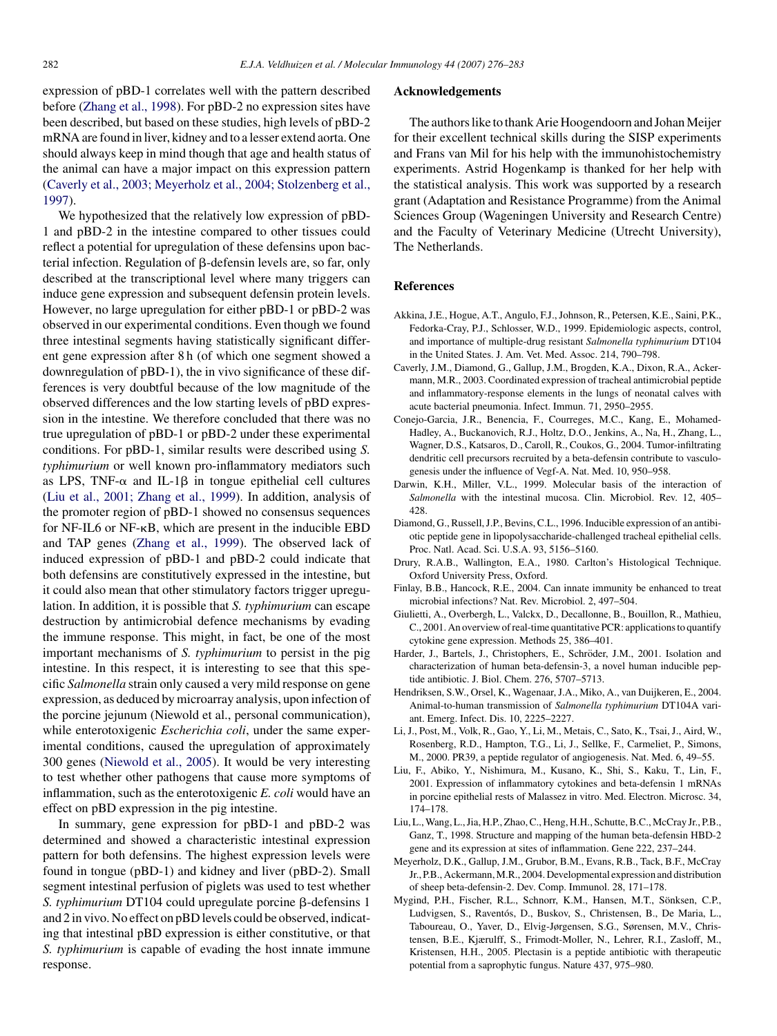expression of pBD-1 correlates well with the pattern described before (Zhang et al., 1998). For pBD-2 no expression sites have been described, but based on these studies, high levels of pBD-2 mRNA are found in liver, kidney and to a lesser extend aorta. One should always keep in mind though that age and health status of the animal can have a major impact on this expression pattern (Caverly et al., 2003; Meyerholz et al., 2004; Stolzenberg et al., 1997).

We hypothesized that the relatively low expression of pBD-1 and pBD-2 in the intestine compared to other tissues could reflect a potential for upregulation of these defensins upon bacterial infection. Regulation of β-defensin levels are, so far, only described at the transcriptional level where many triggers can induce gene expression and subsequent defensin protein levels. However, no large upregulation for either pBD-1 or pBD-2 was observed in our experimental conditions. Even though we found three intestinal segments having statistically significant different gene expression after 8 h (of which one segment showed a downregulation of pBD-1), the in vivo significance of these differences is very doubtful because of the low magnitude of the observed differences and the low starting levels of pBD expression in the intestine. We therefore concluded that there was no true upregulation of pBD-1 or pBD-2 under these experimental conditions. For pBD-1, similar results were described using *S. typhimurium* or well known pro-inflammatory mediators such as LPS, TNF-α and IL-1β in tongue epithelial cell cultures (Liu et al., 2001; Zhang et al., 1999). In addition, analysis of the promoter region of pBD-1 showed no consensus sequences for NF-IL6 or NF-κB, which are present in the inducible EBD and TAP genes (Zhang et al., 1999). The observed lack of induced expression of pBD-1 and pBD-2 could indicate that both defensins are constitutively expressed in the intestine, but it could also mean that other stimulatory factors trigger upregulation. In addition, it is possible that *S. typhimurium* can escape destruction by antimicrobial defence mechanisms by evading the immune response. This might, in fact, be one of the most important mechanisms of *S. typhimurium* to persist in the pig intestine. In this respect, it is interesting to see that this specific *Salmonella* strain only caused a very mild response on gene expression, as deduced by microarray analysis, upon infection of the porcine jejunum (Niewold et al., personal communication), while enterotoxigenic *Escherichia coli*, under the same experimental conditions, caused the upregulation of approximately 300 genes (Niewold et al., 2005). It would be very interesting to test whether other pathogens that cause more symptoms of inflammation, such as the enterotoxigenic *E. coli* would have an effect on pBD expression in the pig intestine.

In summary, gene expression for pBD-1 and pBD-2 was determined and showed a characteristic intestinal expression pattern for both defensins. The highest expression levels were found in tongue (pBD-1) and kidney and liver (pBD-2). Small segment intestinal perfusion of piglets was used to test whether *S. typhimurium* DT104 could upregulate porcine β-defensins 1 and 2 in vivo. No effect on pBD levels could be observed, indicating that intestinal pBD expression is either constitutive, or that *S. typhimurium* is capable of evading the host innate immune response.

## Acknowledgements

The authors like to thank Arie Hoogendoorn and Johan Meijer for their excellent technical skills during the SISP experiments and Frans van Mil for his help with the immunohistochemistry experiments. Astrid Hogenkamp is thanked for her help with the statistical analysis. This work was supported by a research grant (Adaptation and Resistance Programme) from the Animal Sciences Group (Wageningen University and Research Centre) and the Faculty of Veterinary Medicine (Utrecht University), The Netherlands.

## References

Akkina, J.E., Hogue, A.T., Angulo, F.J., Johnson, R., Petersen, K.E., Saini, P.K., Fedorka-Cray, P.J., Schlosser, W.D., 1999. Epidemiologic aspects, control, and importance of multiple-drug resistant *Salmonella typhimurium* DT104 in the United States. J. Am. Vet. Med. Assoc. 214, 790–798.

Caverly, J.M., Diamond, G., Gallup, J.M., Brogden, K.A., Dixon, R.A., Ackermann, M.R., 2003. Coordinated expression of tracheal antimicrobial peptide and inflammatory-response elements in the lungs of neonatal calves with acute bacterial pneumonia. Infect. Immun. 71, 2950–2955.

Conejo-Garcia, J.R., Benencia, F., Courreges, M.C., Kang, E., Mohamed-Hadley, A., Buckanovich, R.J., Holtz, D.O., Jenkins, A., Na, H., Zhang, L., Wagner, D.S., Katsaros, D., Caroll, R., Coukos, G., 2004. Tumor-infiltrating dendritic cell precursors recruited by a beta-defensin contribute to vasculogenesis under the influence of Vegf-A. Nat. Med. 10, 950–958.

Darwin, K.H., Miller, V.L., 1999. Molecular basis of the interaction of *Salmonella* with the intestinal mucosa. Clin. Microbiol. Rev. 12, 405–428.

Diamond, G., Russell, J.P., Bevins, C.L., 1996. Inducible expression of an antibiotic peptide gene in lipopolysaccharide-challenged tracheal epithelial cells. Proc. Natl. Acad. Sci. U.S.A. 93, 5156–5160.

Drury, R.A.B., Wallington, E.A., 1980. Carlton's Histological Technique. Oxford University Press, Oxford.

Finlay, B.B., Hancock, R.E., 2004. Can innate immunity be enhanced to treat microbial infections? Nat. Rev. Microbiol. 2, 497–504.

Giulietti, A., Overbergh, L., Valckx, D., Decallonne, B., Bouillon, R., Mathieu, C., 2001. An overview of real-time quantitative PCR: applications to quantify cytokine gene expression. Methods 25, 386–401.

Harder, J., Bartels, J., Christophers, E., Schröder, J.M., 2001. Isolation and characterization of human beta-defensin-3, a novel human inducible peptide antibiotic. J. Biol. Chem. 276, 5707–5713.

Hendriksen, S.W., Orsel, K., Wagenaar, J.A., Miko, A., van Duijkeren, E., 2004. Animal-to-human transmission of *Salmonella typhimurium* DT104A variant. Emerg. Infect. Dis. 10, 2225–2227.

Li, J., Post, M., Volk, R., Gao, Y., Li, M., Metais, C., Sato, K., Tsai, J., Aird, W., Rosenberg, R.D., Hampton, T.G., Li, J., Sellke, F., Carmeliet, P., Simons, M., 2000. PR39, a peptide regulator of angiogenesis. Nat. Med. 6, 49–55.

Liu, F., Abiko, Y., Nishimura, M., Kusano, K., Shi, S., Kaku, T., Lin, F., 2001. Expression of inflammatory cytokines and beta-defensin 1 mRNAs in porcine epithelial rests of Malassez in vitro. Med. Electron. Microsc. 34, 174–178.

Liu, L., Wang, L., Jia, H.P., Zhao, C., Heng, H.H., Schutte, B.C., McCray Jr., P.B., Ganz, T., 1998. Structure and mapping of the human beta-defensin HBD-2 gene and its expression at sites of inflammation. Gene 222, 237–244.

Meyerholz, D.K., Gallup, J.M., Grubor, B.M., Evans, R.B., Tack, B.F., McCray Jr., P.B., Ackermann, M.R., 2004. Developmental expression and distribution of sheep beta-defensin-2. Dev. Comp. Immunol. 28, 171–178.

Mygind, P.H., Fischer, R.L., Schnorr, K.M., Hansen, M.T., Sönksen, C.P., Ludvigsen, S., Raventós, D., Buskov, S., Christensen, B., De Maria, L., Taboureau, O., Yaver, D., Elvig-Jørgensen, S.G., Sørensen, M.V., Christensen, B.E., Kjærulff, S., Frimodt-Moller, N., Lehrer, R.I., Zasloff, M., Kristensen, H.H., 2005. Plectasin is a peptide antibiotic with therapeutic potential from a saprophytic fungus. Nature 437, 975–980.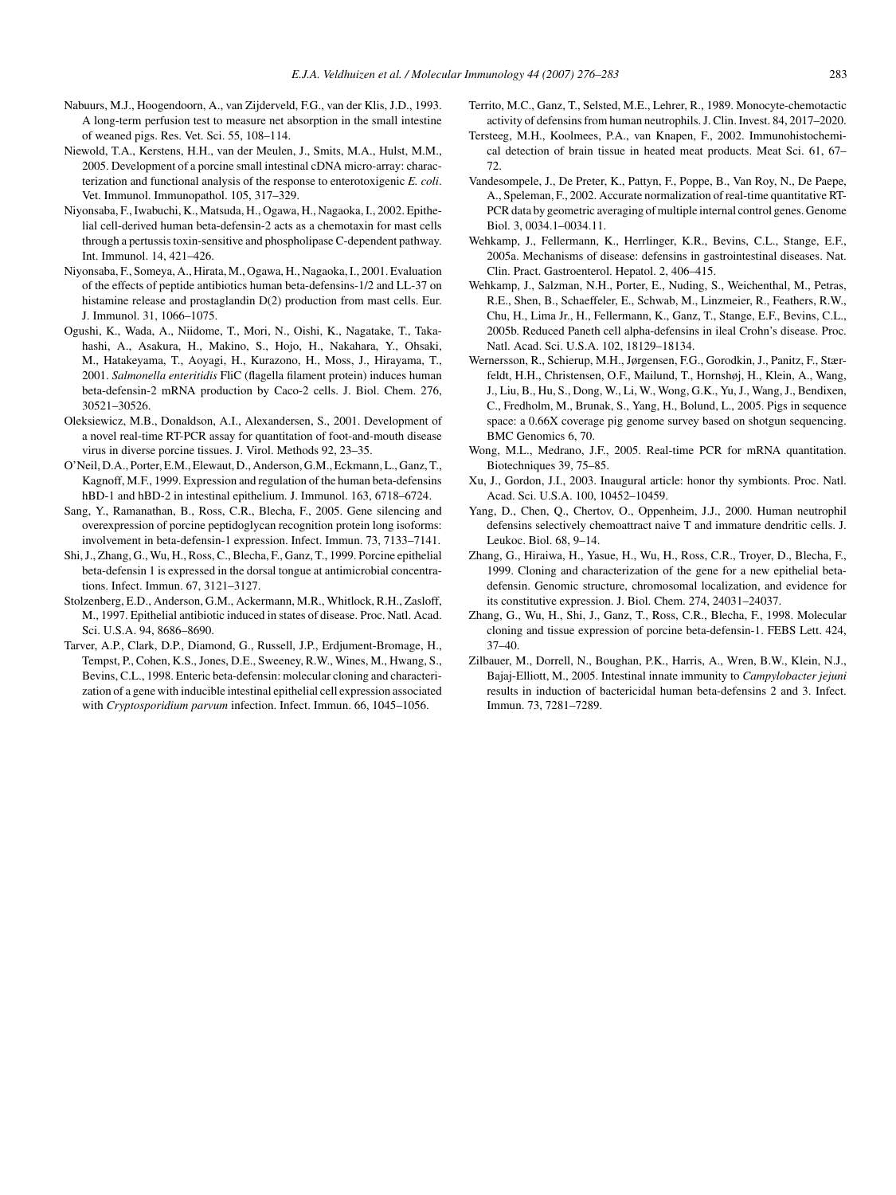Nabuurs, M.J., Hoogendoorn, A., van Zijderveld, F.G., van der Klis, J.D., 1993. A long-term perfusion test to measure net absorption in the small intestine of weaned pigs. Res. Vet. Sci. 55, 108–114.

Niewold, T.A., Kerstens, H.H., van der Meulen, J., Smits, M.A., Hulst, M.M., 2005. Development of a porcine small intestinal cDNA micro-array: characterization and functional analysis of the response to enterotoxigenic *E. coli*. Vet. Immunol. Immunopathol. 105, 317–329.

Niyonsaba, F., Iwabuchi, K., Matsuda, H., Ogawa, H., Nagaoka, I., 2002. Epithelial cell-derived human beta-defensin-2 acts as a chemotaxin for mast cells through a pertussis toxin-sensitive and phospholipase C-dependent pathway. Int. Immunol. 14, 421–426.

Niyonsaba, F., Someya, A., Hirata, M., Ogawa, H., Nagaoka, I., 2001. Evaluation of the effects of peptide antibiotics human beta-defensins-1/2 and LL-37 on histamine release and prostaglandin D(2) production from mast cells. Eur. J. Immunol. 31, 1066–1075.

Ogushi, K., Wada, A., Niidome, T., Mori, N., Oishi, K., Nagatake, T., Takahashi, A., Asakura, H., Makino, S., Hojo, H., Nakahara, Y., Ohsaki, M., Hatakeyama, T., Aoyagi, H., Kurazono, H., Moss, J., Hirayama, T., 2001. *Salmonella enteritidis* FliC (flagella filament protein) induces human beta-defensin-2 mRNA production by Caco-2 cells. J. Biol. Chem. 276, 30521–30526.

Oleksiewicz, M.B., Donaldson, A.I., Alexandersen, S., 2001. Development of a novel real-time RT-PCR assay for quantitation of foot-and-mouth disease virus in diverse porcine tissues. J. Virol. Methods 92, 23–35.

O'Neil, D.A., Porter, E.M., Elewaut, D., Anderson, G.M., Eckmann, L., Ganz, T., Kagnoff, M.F., 1999. Expression and regulation of the human beta-defensins hBD-1 and hBD-2 in intestinal epithelium. J. Immunol. 163, 6718–6724.

Sang, Y., Ramanathan, B., Ross, C.R., Blecha, F., 2005. Gene silencing and overexpression of porcine peptidoglycan recognition protein long isoforms: involvement in beta-defensin-1 expression. Infect. Immun. 73, 7133–7141.

Shi, J., Zhang, G., Wu, H., Ross, C., Blecha, F., Ganz, T., 1999. Porcine epithelial beta-defensin 1 is expressed in the dorsal tongue at antimicrobial concentrations. Infect. Immun. 67, 3121–3127.

Stolzenberg, E.D., Anderson, G.M., Ackermann, M.R., Whitlock, R.H., Zasloff, M., 1997. Epithelial antibiotic induced in states of disease. Proc. Natl. Acad. Sci. U.S.A. 94, 8686–8690.

Tarver, A.P., Clark, D.P., Diamond, G., Russell, J.P., Erdjument-Bromage, H., Tempst, P., Cohen, K.S., Jones, D.E., Sweeney, R.W., Wines, M., Hwang, S., Bevins, C.L., 1998. Enteric beta-defensin: molecular cloning and characterization of a gene with inducible intestinal epithelial cell expression associated with *Cryptosporidium parvum* infection. Infect. Immun. 66, 1045–1056.

Territo, M.C., Ganz, T., Selsted, M.E., Lehrer, R., 1989. Monocyte-chemotactic activity of defensins from human neutrophils. J. Clin. Invest. 84, 2017–2020.

Tersteeg, M.H., Koolmees, P.A., van Knapen, F., 2002. Immunohistochemical detection of brain tissue in heated meat products. Meat Sci. 61, 67–72.

Vandesompele, J., De Preter, K., Pattyn, F., Poppe, B., Van Roy, N., De Paepe, A., Speleman, F., 2002. Accurate normalization of real-time quantitative RT-PCR data by geometric averaging of multiple internal control genes. Genome Biol. 3, 0034.1–0034.11.

Wehkamp, J., Fellermann, K., Herrlinger, K.R., Bevins, C.L., Stange, E.F., 2005a. Mechanisms of disease: defensins in gastrointestinal diseases. Nat. Clin. Pract. Gastroenterol. Hepatol. 2, 406–415.

Wehkamp, J., Salzman, N.H., Porter, E., Nuding, S., Weichenthal, M., Petras, R.E., Shen, B., Schaeffeler, E., Schwab, M., Linzmeier, R., Feathers, R.W., Chu, H., Lima Jr., H., Fellermann, K., Ganz, T., Stange, E.F., Bevins, C.L., 2005b. Reduced Paneth cell alpha-defensins in ileal Crohn's disease. Proc. Natl. Acad. Sci. U.S.A. 102, 18129–18134.

Wernersson, R., Schierup, M.H., Jørgensen, F.G., Gorodkin, J., Panitz, F., Stærfeldt, H.H., Christensen, O.F., Mailund, T., Hornshøj, H., Klein, A., Wang, J., Liu, B., Hu, S., Dong, W., Li, W., Wong, G.K., Yu, J., Wang, J., Bendixen, C., Fredholm, M., Brunak, S., Yang, H., Bolund, L., 2005. Pigs in sequence space: a 0.66X coverage pig genome survey based on shotgun sequencing. BMC Genomics 6, 70.

Wong, M.L., Medrano, J.F., 2005. Real-time PCR for mRNA quantitation. Biotechniques 39, 75–85.

Xu, J., Gordon, J.I., 2003. Inaugural article: honor thy symbionts. Proc. Natl. Acad. Sci. U.S.A. 100, 10452–10459.

Yang, D., Chen, Q., Chertov, O., Oppenheim, J.J., 2000. Human neutrophil defensins selectively chemoattract naive T and immature dendritic cells. J. Leukoc. Biol. 68, 9–14.

Zhang, G., Hiraiwa, H., Yasue, H., Wu, H., Ross, C.R., Troyer, D., Blecha, F., 1999. Cloning and characterization of the gene for a new epithelial beta-defensin. Genomic structure, chromosomal localization, and evidence for its constitutive expression. J. Biol. Chem. 274, 24031–24037.

Zhang, G., Wu, H., Shi, J., Ganz, T., Ross, C.R., Blecha, F., 1998. Molecular cloning and tissue expression of porcine beta-defensin-1. FEBS Lett. 424, 37–40.

Zilbauer, M., Dorrell, N., Boughan, P.K., Harris, A., Wren, B.W., Klein, N.J., Bajaj-Elliott, M., 2005. Intestinal innate immunity to *Campylobacter jejuni* results in induction of bactericidal human beta-defensins 2 and 3. Infect. Immun. 73, 7281–7289.